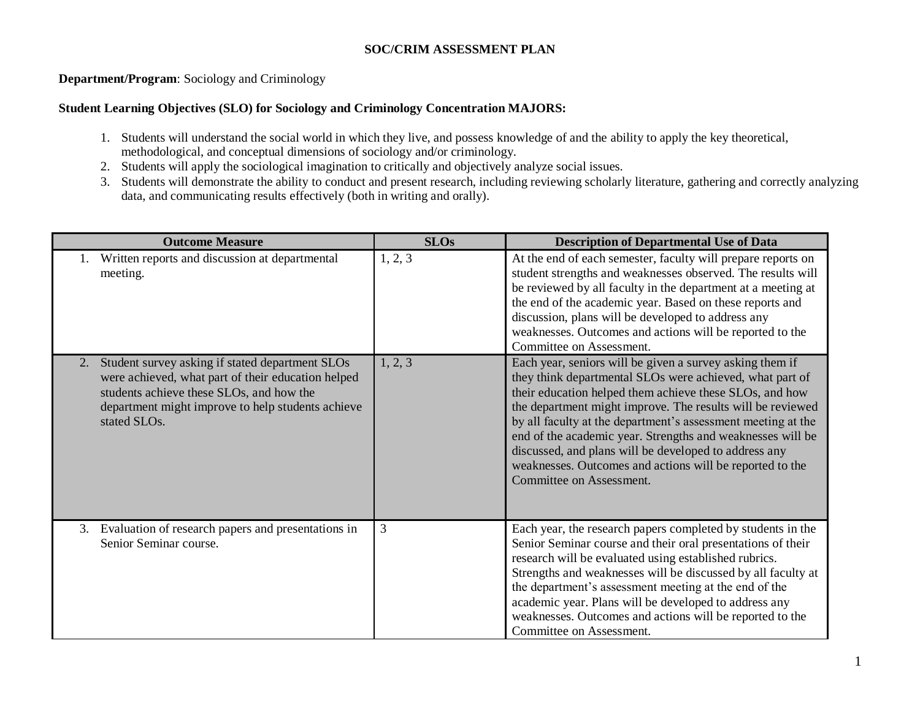# SOC/CRIM ASSESSMENT PLAN

**Department/Program**: Sociology and Criminology

**Student Learning Objectives (SLO) for Sociology and Criminology Concentration MAJORS:**

1. Students will understand the social world in which they live, and possess knowledge of and the ability to apply the key theoretical, methodological, and conceptual dimensions of sociology and/or criminology.
2. Students will apply the sociological imagination to critically and objectively analyze social issues.
3. Students will demonstrate the ability to conduct and present research, including reviewing scholarly literature, gathering and correctly analyzing data, and communicating results effectively (both in writing and orally).

| Outcome Measure | SLOs | Description of Departmental Use of Data |
|---|---|---|
| 1. Written reports and discussion at departmental meeting. | 1, 2, 3 | At the end of each semester, faculty will prepare reports on student strengths and weaknesses observed. The results will be reviewed by all faculty in the department at a meeting at the end of the academic year. Based on these reports and discussion, plans will be developed to address any weaknesses. Outcomes and actions will be reported to the Committee on Assessment. |
| 2. Student survey asking if stated department SLOs were achieved, what part of their education helped students achieve these SLOs, and how the department might improve to help students achieve stated SLOs. | 1, 2, 3 | Each year, seniors will be given a survey asking them if they think departmental SLOs were achieved, what part of their education helped them achieve these SLOs, and how the department might improve. The results will be reviewed by all faculty at the department's assessment meeting at the end of the academic year. Strengths and weaknesses will be discussed, and plans will be developed to address any weaknesses. Outcomes and actions will be reported to the Committee on Assessment. |
| 3. Evaluation of research papers and presentations in Senior Seminar course. | 3 | Each year, the research papers completed by students in the Senior Seminar course and their oral presentations of their research will be evaluated using established rubrics. Strengths and weaknesses will be discussed by all faculty at the department's assessment meeting at the end of the academic year. Plans will be developed to address any weaknesses. Outcomes and actions will be reported to the Committee on Assessment. |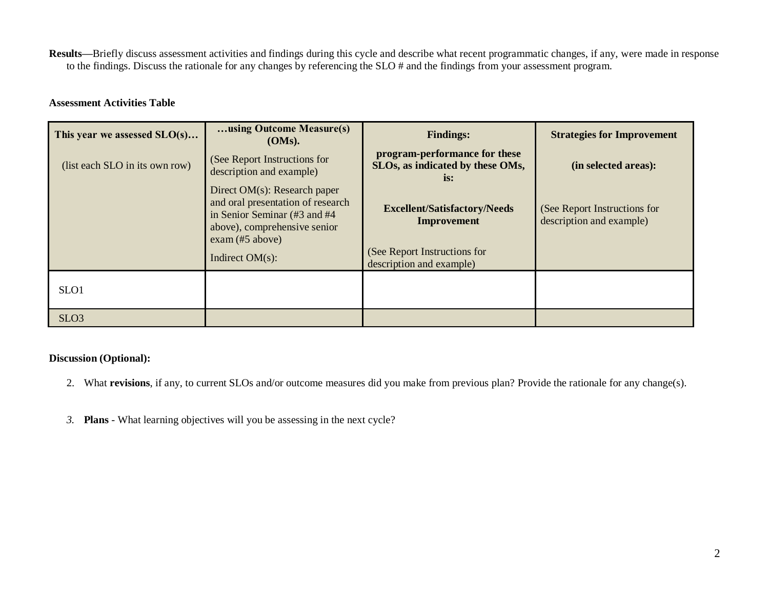**Results**—Briefly discuss assessment activities and findings during this cycle and describe what recent programmatic changes, if any, were made in response to the findings. Discuss the rationale for any changes by referencing the SLO # and the findings from your assessment program.

**Assessment Activities Table**

| **This year we assessed SLO(s)…** (list each SLO in its own row) | **…using Outcome Measure(s) (OMs).** (See Report Instructions for description and example) Direct OM(s): Research paper and oral presentation of research in Senior Seminar (#3 and #4 above), comprehensive senior exam (#5 above) Indirect OM(s): | **Findings: program-performance for these SLOs, as indicated by these OMs, is: Excellent/Satisfactory/Needs Improvement** (See Report Instructions for description and example) | **Strategies for Improvement (in selected areas):** (See Report Instructions for description and example) |
|---|---|---|---|
| SLO1 | | | |
| SLO3 | | | |

**Discussion (Optional):**

2. What **revisions**, if any, to current SLOs and/or outcome measures did you make from previous plan? Provide the rationale for any change(s).

*3.* **Plans** - What learning objectives will you be assessing in the next cycle?